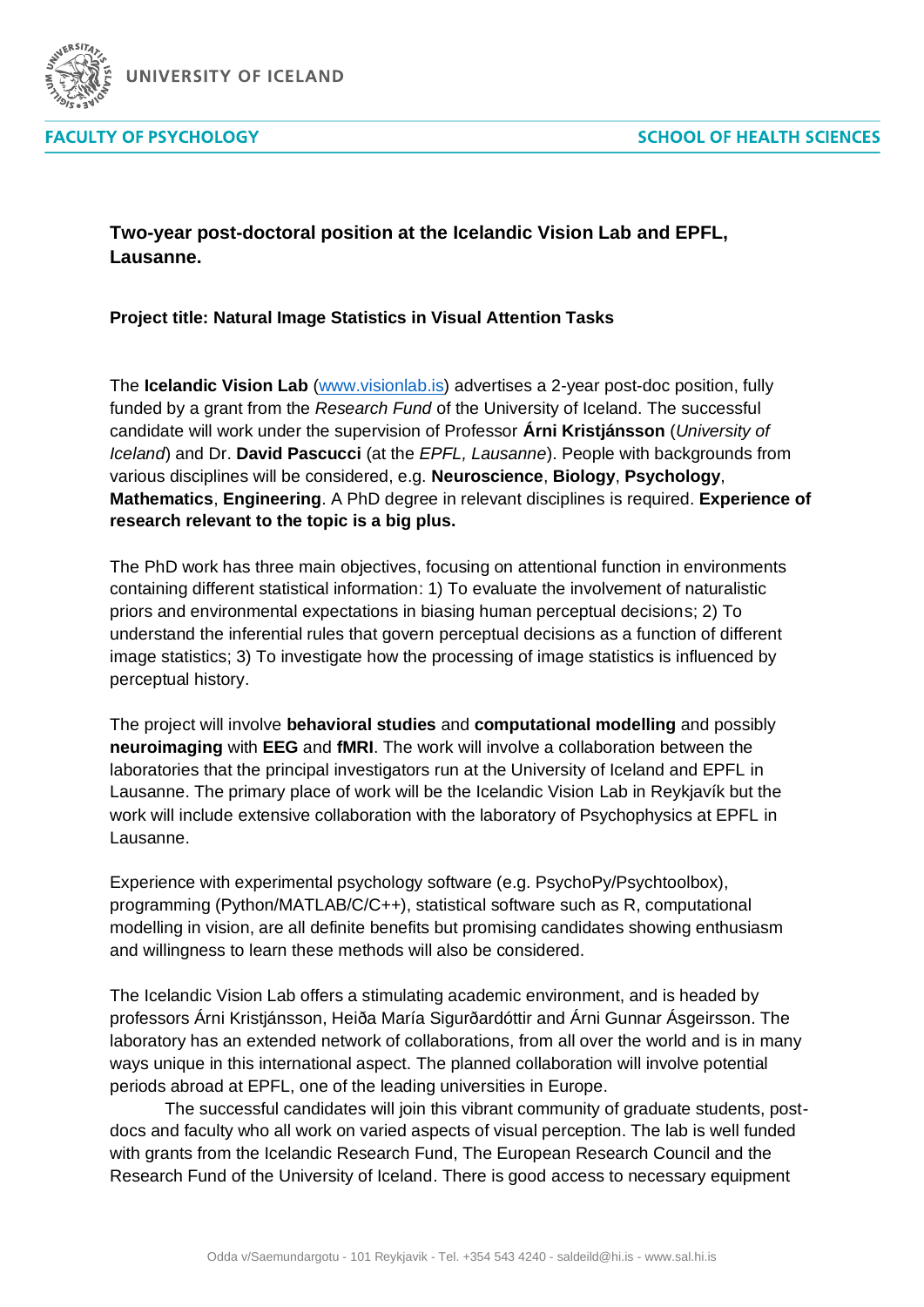UNIVERSITY OF ICELAND

FACULTY OF PSYCHOLOGY — SCHOOL OF HEALTH SCIENCES

## Two-year post-doctoral position at the Icelandic Vision Lab and EPFL, Lausanne.

### Project title: Natural Image Statistics in Visual Attention Tasks

The **Icelandic Vision Lab** (www.visionlab.is) advertises a 2-year post-doc position, fully funded by a grant from the *Research Fund* of the University of Iceland. The successful candidate will work under the supervision of Professor **Árni Kristjánsson** (*University of Iceland*) and Dr. **David Pascucci** (at the *EPFL, Lausanne*). People with backgrounds from various disciplines will be considered, e.g. **Neuroscience**, **Biology**, **Psychology**, **Mathematics**, **Engineering**. A PhD degree in relevant disciplines is required. **Experience of research relevant to the topic is a big plus.**

The PhD work has three main objectives, focusing on attentional function in environments containing different statistical information: 1) To evaluate the involvement of naturalistic priors and environmental expectations in biasing human perceptual decisions; 2) To understand the inferential rules that govern perceptual decisions as a function of different image statistics; 3) To investigate how the processing of image statistics is influenced by perceptual history.

The project will involve **behavioral studies** and **computational modelling** and possibly **neuroimaging** with **EEG** and **fMRI**. The work will involve a collaboration between the laboratories that the principal investigators run at the University of Iceland and EPFL in Lausanne. The primary place of work will be the Icelandic Vision Lab in Reykjavík but the work will include extensive collaboration with the laboratory of Psychophysics at EPFL in Lausanne.

Experience with experimental psychology software (e.g. PsychoPy/Psychtoolbox), programming (Python/MATLAB/C/C++), statistical software such as R, computational modelling in vision, are all definite benefits but promising candidates showing enthusiasm and willingness to learn these methods will also be considered.

The Icelandic Vision Lab offers a stimulating academic environment, and is headed by professors Árni Kristjánsson, Heiða María Sigurðardóttir and Árni Gunnar Ásgeirsson. The laboratory has an extended network of collaborations, from all over the world and is in many ways unique in this international aspect. The planned collaboration will involve potential periods abroad at EPFL, one of the leading universities in Europe.

The successful candidates will join this vibrant community of graduate students, post-docs and faculty who all work on varied aspects of visual perception. The lab is well funded with grants from the Icelandic Research Fund, The European Research Council and the Research Fund of the University of Iceland. There is good access to necessary equipment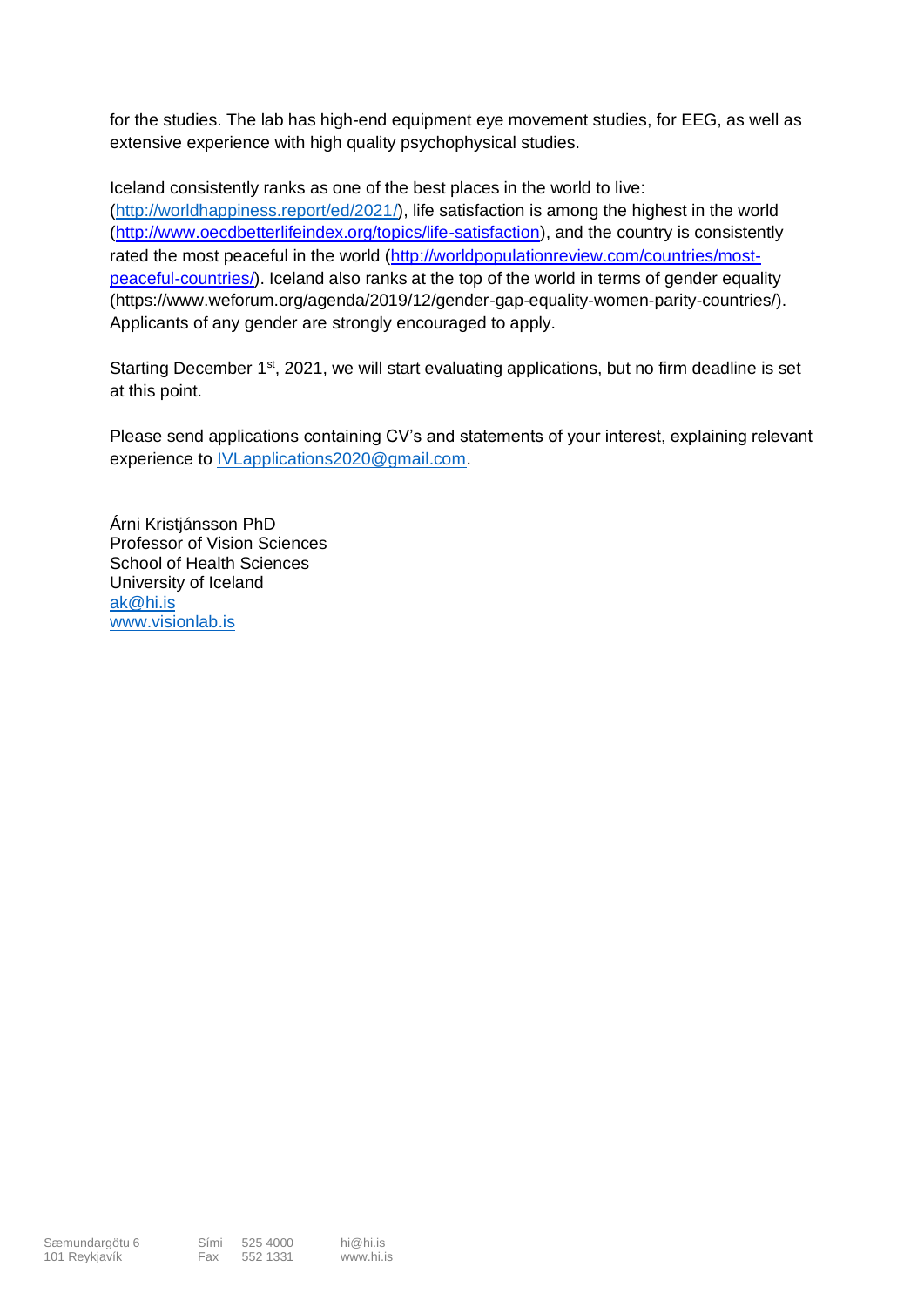for the studies. The lab has high-end equipment eye movement studies, for EEG, as well as extensive experience with high quality psychophysical studies.

Iceland consistently ranks as one of the best places in the world to live: (http://worldhappiness.report/ed/2021/), life satisfaction is among the highest in the world (http://www.oecdbetterlifeindex.org/topics/life-satisfaction), and the country is consistently rated the most peaceful in the world (http://worldpopulationreview.com/countries/most-peaceful-countries/). Iceland also ranks at the top of the world in terms of gender equality (https://www.weforum.org/agenda/2019/12/gender-gap-equality-women-parity-countries/). Applicants of any gender are strongly encouraged to apply.

Starting December 1st, 2021, we will start evaluating applications, but no firm deadline is set at this point.

Please send applications containing CV's and statements of your interest, explaining relevant experience to IVLapplications2020@gmail.com.

Árni Kristjánsson PhD
Professor of Vision Sciences
School of Health Sciences
University of Iceland
ak@hi.is
www.visionlab.is

Sæmundargötu 6
101 Reykjavík

Sími 525 4000
Fax 552 1331

hi@hi.is
www.hi.is